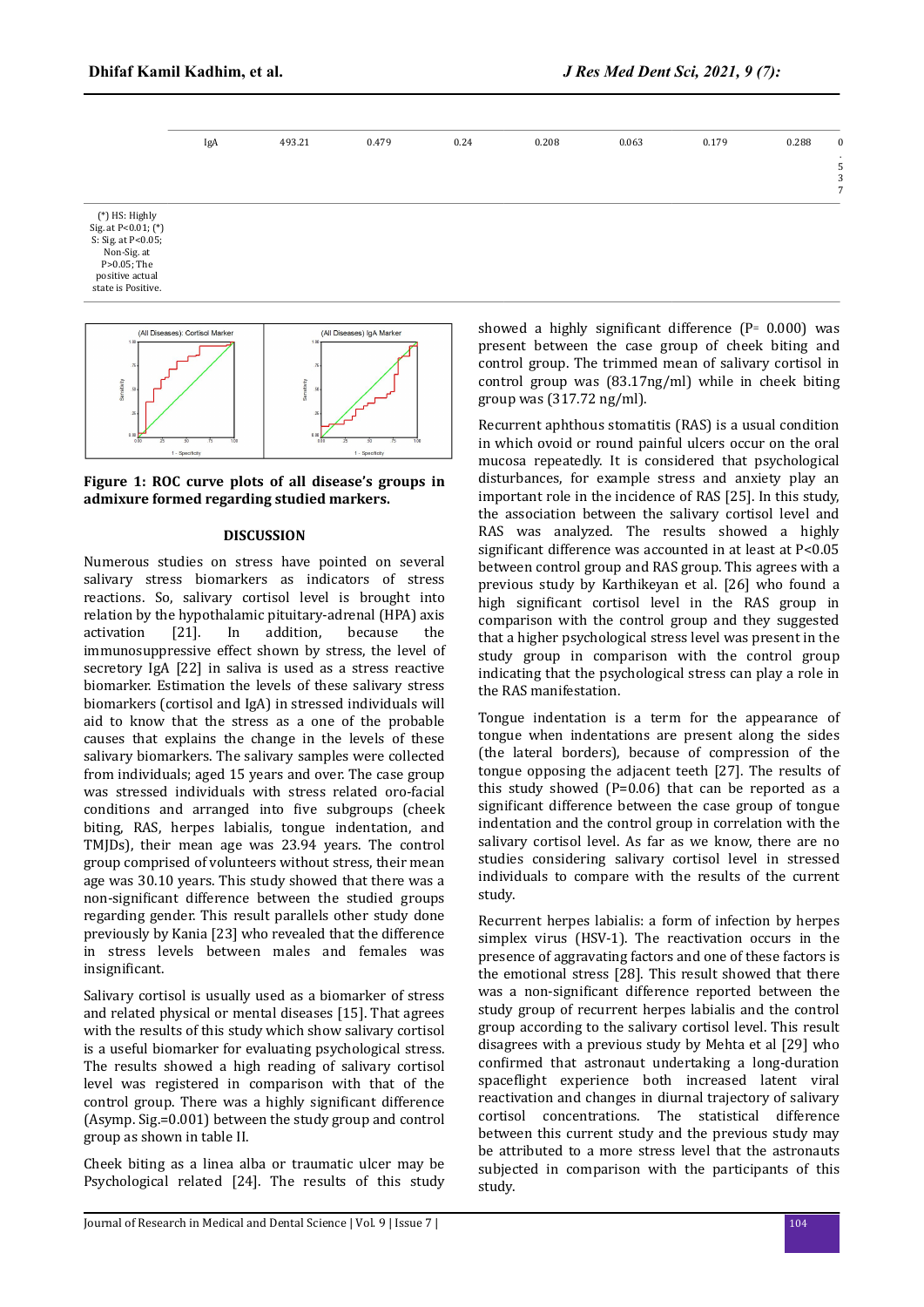| | IgA | 493.21 | 0.479 | 0.24 | 0.208 | 0.063 | 0.179 | 0.288 | 0.537 |
|---|---|---|---|---|---|---|---|---|---|

(*) HS: Highly Sig. at P<0.01; (*) S: Sig. at P<0.05; Non-Sig. at P>0.05; The positive actual state is Positive.

**Figure 1: ROC curve plots of all disease's groups in admixure formed regarding studied markers.**

## DISCUSSION

Numerous studies on stress have pointed on several salivary stress biomarkers as indicators of stress reactions. So, salivary cortisol level is brought into relation by the hypothalamic pituitary-adrenal (HPA) axis activation [21]. In addition, because the immunosuppressive effect shown by stress, the level of secretory IgA [22] in saliva is used as a stress reactive biomarker. Estimation the levels of these salivary stress biomarkers (cortisol and IgA) in stressed individuals will aid to know that the stress as a one of the probable causes that explains the change in the levels of these salivary biomarkers. The salivary samples were collected from individuals; aged 15 years and over. The case group was stressed individuals with stress related oro-facial conditions and arranged into five subgroups (cheek biting, RAS, herpes labialis, tongue indentation, and TMJDs), their mean age was 23.94 years. The control group comprised of volunteers without stress, their mean age was 30.10 years. This study showed that there was a non-significant difference between the studied groups regarding gender. This result parallels other study done previously by Kania [23] who revealed that the difference in stress levels between males and females was insignificant.

Salivary cortisol is usually used as a biomarker of stress and related physical or mental diseases [15]. That agrees with the results of this study which show salivary cortisol is a useful biomarker for evaluating psychological stress. The results showed a high reading of salivary cortisol level was registered in comparison with that of the control group. There was a highly significant difference (Asymp. Sig.=0.001) between the study group and control group as shown in table II.

Cheek biting as a linea alba or traumatic ulcer may be Psychological related [24]. The results of this study showed a highly significant difference (P= 0.000) was present between the case group of cheek biting and control group. The trimmed mean of salivary cortisol in control group was (83.17ng/ml) while in cheek biting group was (317.72 ng/ml).

Recurrent aphthous stomatitis (RAS) is a usual condition in which ovoid or round painful ulcers occur on the oral mucosa repeatedly. It is considered that psychological disturbances, for example stress and anxiety play an important role in the incidence of RAS [25]. In this study, the association between the salivary cortisol level and RAS was analyzed. The results showed a highly significant difference was accounted in at least at P<0.05 between control group and RAS group. This agrees with a previous study by Karthikeyan et al. [26] who found a high significant cortisol level in the RAS group in comparison with the control group and they suggested that a higher psychological stress level was present in the study group in comparison with the control group indicating that the psychological stress can play a role in the RAS manifestation.

Tongue indentation is a term for the appearance of tongue when indentations are present along the sides (the lateral borders), because of compression of the tongue opposing the adjacent teeth [27]. The results of this study showed (P=0.06) that can be reported as a significant difference between the case group of tongue indentation and the control group in correlation with the salivary cortisol level. As far as we know, there are no studies considering salivary cortisol level in stressed individuals to compare with the results of the current study.

Recurrent herpes labialis: a form of infection by herpes simplex virus (HSV-1). The reactivation occurs in the presence of aggravating factors and one of these factors is the emotional stress [28]. This result showed that there was a non-significant difference reported between the study group of recurrent herpes labialis and the control group according to the salivary cortisol level. This result disagrees with a previous study by Mehta et al [29] who confirmed that astronaut undertaking a long-duration spaceflight experience both increased latent viral reactivation and changes in diurnal trajectory of salivary cortisol concentrations. The statistical difference between this current study and the previous study may be attributed to a more stress level that the astronauts subjected in comparison with the participants of this study.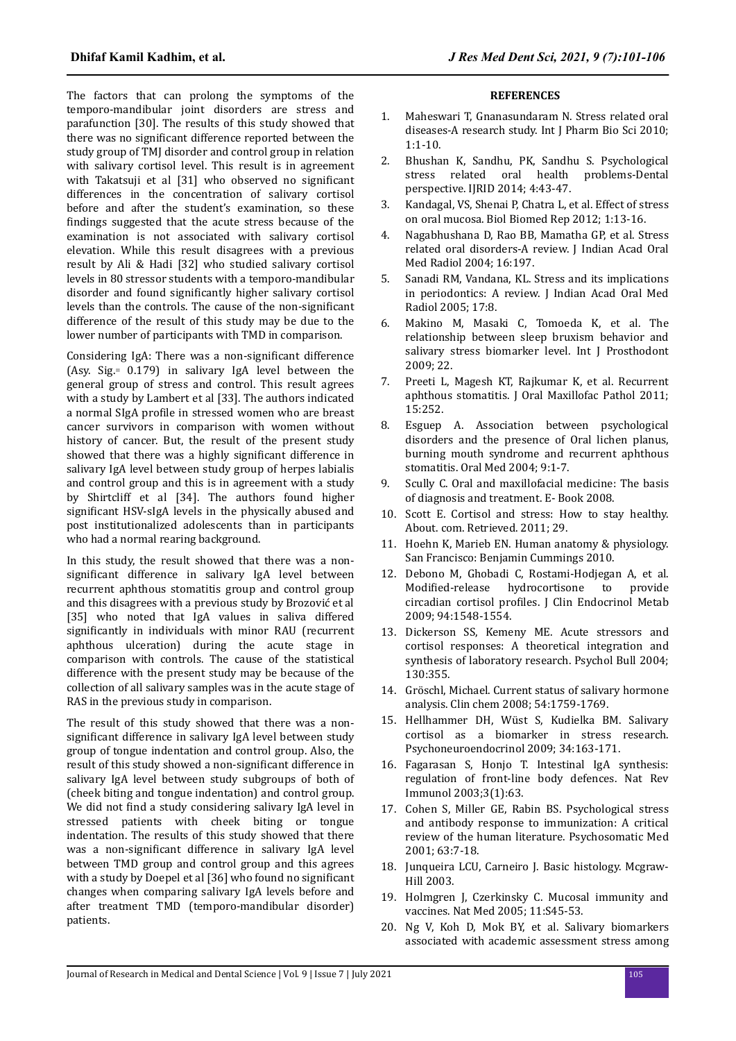The factors that can prolong the symptoms of the temporo-mandibular joint disorders are stress and parafunction [30]. The results of this study showed that there was no significant difference reported between the study group of TMJ disorder and control group in relation with salivary cortisol level. This result is in agreement with Takatsuji et al [31] who observed no significant differences in the concentration of salivary cortisol before and after the student's examination, so these findings suggested that the acute stress because of the examination is not associated with salivary cortisol elevation. While this result disagrees with a previous result by Ali & Hadi [32] who studied salivary cortisol levels in 80 stressor students with a temporo-mandibular disorder and found significantly higher salivary cortisol levels than the controls. The cause of the non-significant difference of the result of this study may be due to the lower number of participants with TMD in comparison.

Considering IgA: There was a non-significant difference (Asy. Sig.= 0.179) in salivary IgA level between the general group of stress and control. This result agrees with a study by Lambert et al [33]. The authors indicated a normal SIgA profile in stressed women who are breast cancer survivors in comparison with women without history of cancer. But, the result of the present study showed that there was a highly significant difference in salivary IgA level between study group of herpes labialis and control group and this is in agreement with a study by Shirtcliff et al [34]. The authors found higher significant HSV-sIgA levels in the physically abused and post institutionalized adolescents than in participants who had a normal rearing background.

In this study, the result showed that there was a non-significant difference in salivary IgA level between recurrent aphthous stomatitis group and control group and this disagrees with a previous study by Brozović et al [35] who noted that IgA values in saliva differed significantly in individuals with minor RAU (recurrent aphthous ulceration) during the acute stage in comparison with controls. The cause of the statistical difference with the present study may be because of the collection of all salivary samples was in the acute stage of RAS in the previous study in comparison.

The result of this study showed that there was a non-significant difference in salivary IgA level between study group of tongue indentation and control group. Also, the result of this study showed a non-significant difference in salivary IgA level between study subgroups of both of (cheek biting and tongue indentation) and control group. We did not find a study considering salivary IgA level in stressed patients with cheek biting or tongue indentation. The results of this study showed that there was a non-significant difference in salivary IgA level between TMD group and control group and this agrees with a study by Doepel et al [36] who found no significant changes when comparing salivary IgA levels before and after treatment TMD (temporo-mandibular disorder) patients.

## REFERENCES

1. Maheswari T, Gnanasundaram N. Stress related oral diseases-A research study. Int J Pharm Bio Sci 2010; 1:1-10.
2. Bhushan K, Sandhu, PK, Sandhu S. Psychological stress related oral health problems-Dental perspective. IJRID 2014; 4:43-47.
3. Kandagal, VS, Shenai P, Chatra L, et al. Effect of stress on oral mucosa. Biol Biomed Rep 2012; 1:13-16.
4. Nagabhushana D, Rao BB, Mamatha GP, et al. Stress related oral disorders-A review. J Indian Acad Oral Med Radiol 2004; 16:197.
5. Sanadi RM, Vandana, KL. Stress and its implications in periodontics: A review. J Indian Acad Oral Med Radiol 2005; 17:8.
6. Makino M, Masaki C, Tomoeda K, et al. The relationship between sleep bruxism behavior and salivary stress biomarker level. Int J Prosthodont 2009; 22.
7. Preeti L, Magesh KT, Rajkumar K, et al. Recurrent aphthous stomatitis. J Oral Maxillofac Pathol 2011; 15:252.
8. Esguep A. Association between psychological disorders and the presence of Oral lichen planus, burning mouth syndrome and recurrent aphthous stomatitis. Oral Med 2004; 9:1-7.
9. Scully C. Oral and maxillofacial medicine: The basis of diagnosis and treatment. E- Book 2008.
10. Scott E. Cortisol and stress: How to stay healthy. About. com. Retrieved. 2011; 29.
11. Hoehn K, Marieb EN. Human anatomy & physiology. San Francisco: Benjamin Cummings 2010.
12. Debono M, Ghobadi C, Rostami-Hodjegan A, et al. Modified-release hydrocortisone to provide circadian cortisol profiles. J Clin Endocrinol Metab 2009; 94:1548-1554.
13. Dickerson SS, Kemeny ME. Acute stressors and cortisol responses: A theoretical integration and synthesis of laboratory research. Psychol Bull 2004; 130:355.
14. Gröschl, Michael. Current status of salivary hormone analysis. Clin chem 2008; 54:1759-1769.
15. Hellhammer DH, Wüst S, Kudielka BM. Salivary cortisol as a biomarker in stress research. Psychoneuroendocrinol 2009; 34:163-171.
16. Fagarasan S, Honjo T. Intestinal IgA synthesis: regulation of front-line body defences. Nat Rev Immunol 2003;3(1):63.
17. Cohen S, Miller GE, Rabin BS. Psychological stress and antibody response to immunization: A critical review of the human literature. Psychosomatic Med 2001; 63:7-18.
18. Junqueira LCU, Carneiro J. Basic histology. Mcgraw-Hill 2003.
19. Holmgren J, Czerkinsky C. Mucosal immunity and vaccines. Nat Med 2005; 11:S45-53.
20. Ng V, Koh D, Mok BY, et al. Salivary biomarkers associated with academic assessment stress among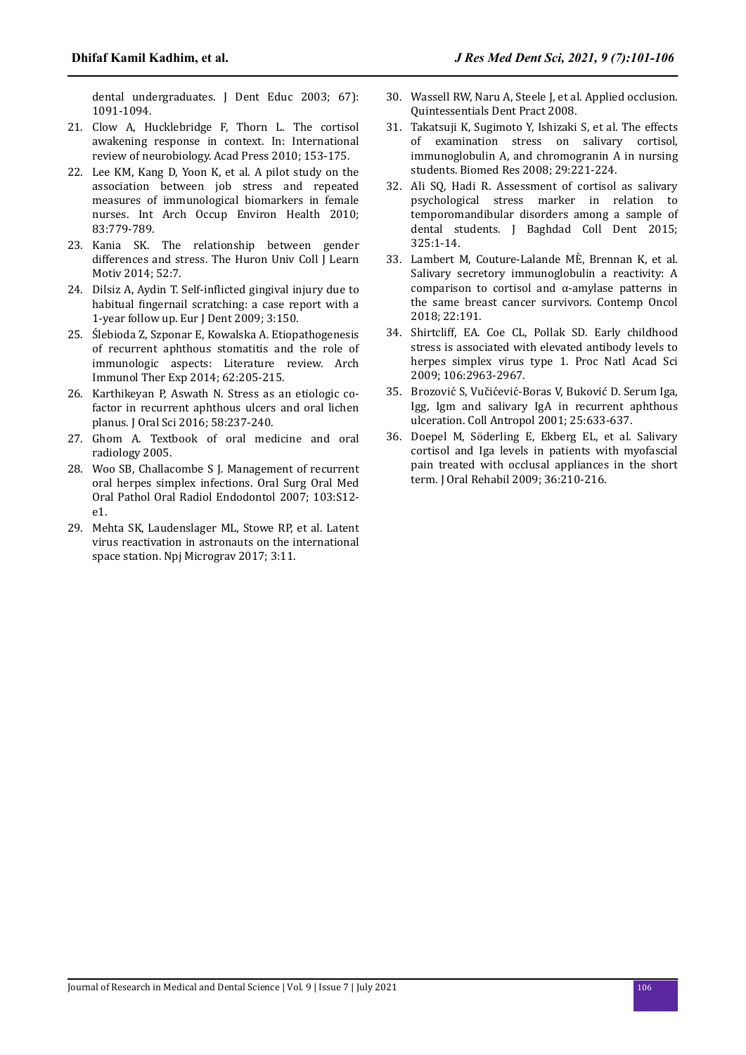dental undergraduates. J Dent Educ 2003; 67): 1091-1094.

21. Clow A, Hucklebridge F, Thorn L. The cortisol awakening response in context. In: International review of neurobiology. Acad Press 2010; 153-175.
22. Lee KM, Kang D, Yoon K, et al. A pilot study on the association between job stress and repeated measures of immunological biomarkers in female nurses. Int Arch Occup Environ Health 2010; 83:779-789.
23. Kania SK. The relationship between gender differences and stress. The Huron Univ Coll J Learn Motiv 2014; 52:7.
24. Dilsiz A, Aydin T. Self-inflicted gingival injury due to habitual fingernail scratching: a case report with a 1-year follow up. Eur J Dent 2009; 3:150.
25. Ślebioda Z, Szponar E, Kowalska A. Etiopathogenesis of recurrent aphthous stomatitis and the role of immunologic aspects: Literature review. Arch Immunol Ther Exp 2014; 62:205-215.
26. Karthikeyan P, Aswath N. Stress as an etiologic co-factor in recurrent aphthous ulcers and oral lichen planus. J Oral Sci 2016; 58:237-240.
27. Ghom A. Textbook of oral medicine and oral radiology 2005.
28. Woo SB, Challacombe S J. Management of recurrent oral herpes simplex infections. Oral Surg Oral Med Oral Pathol Oral Radiol Endodontol 2007; 103:S12-e1.
29. Mehta SK, Laudenslager ML, Stowe RP, et al. Latent virus reactivation in astronauts on the international space station. Npj Micrograv 2017; 3:11.
30. Wassell RW, Naru A, Steele J, et al. Applied occlusion. Quintessentials Dent Pract 2008.
31. Takatsuji K, Sugimoto Y, Ishizaki S, et al. The effects of examination stress on salivary cortisol, immunoglobulin A, and chromogranin A in nursing students. Biomed Res 2008; 29:221-224.
32. Ali SQ, Hadi R. Assessment of cortisol as salivary psychological stress marker in relation to temporomandibular disorders among a sample of dental students. J Baghdad Coll Dent 2015; 325:1-14.
33. Lambert M, Couture-Lalande MÈ, Brennan K, et al. Salivary secretory immunoglobulin a reactivity: A comparison to cortisol and α-amylase patterns in the same breast cancer survivors. Contemp Oncol 2018; 22:191.
34. Shirtcliff, EA. Coe CL, Pollak SD. Early childhood stress is associated with elevated antibody levels to herpes simplex virus type 1. Proc Natl Acad Sci 2009; 106:2963-2967.
35. Brozović S, Vučićević-Boras V, Buković D. Serum Iga, Igg, Igm and salivary IgA in recurrent aphthous ulceration. Coll Antropol 2001; 25:633-637.
36. Doepel M, Söderling E, Ekberg EL, et al. Salivary cortisol and Iga levels in patients with myofascial pain treated with occlusal appliances in the short term. J Oral Rehabil 2009; 36:210-216.